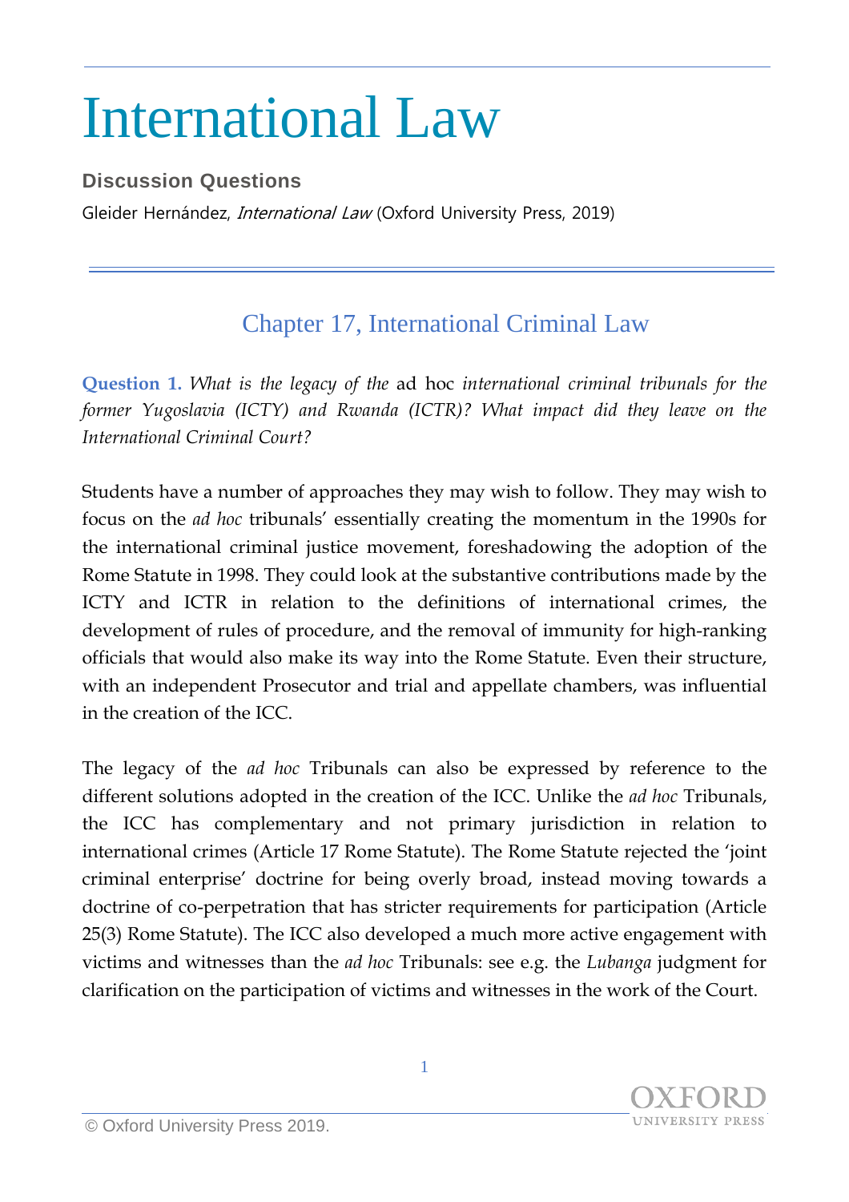# International Law

**Discussion Questions**

Gleider Hernández, *International Law* (Oxford University Press, 2019)

## Chapter 17, International Criminal Law

**Question 1.** *What is the legacy of the* ad hoc *international criminal tribunals for the former Yugoslavia (ICTY) and Rwanda (ICTR)? What impact did they leave on the International Criminal Court?*

Students have a number of approaches they may wish to follow. They may wish to focus on the *ad hoc* tribunals' essentially creating the momentum in the 1990s for the international criminal justice movement, foreshadowing the adoption of the Rome Statute in 1998. They could look at the substantive contributions made by the ICTY and ICTR in relation to the definitions of international crimes, the development of rules of procedure, and the removal of immunity for high-ranking officials that would also make its way into the Rome Statute. Even their structure, with an independent Prosecutor and trial and appellate chambers, was influential in the creation of the ICC.

The legacy of the *ad hoc* Tribunals can also be expressed by reference to the different solutions adopted in the creation of the ICC. Unlike the *ad hoc* Tribunals, the ICC has complementary and not primary jurisdiction in relation to international crimes (Article 17 Rome Statute). The Rome Statute rejected the 'joint criminal enterprise' doctrine for being overly broad, instead moving towards a doctrine of co-perpetration that has stricter requirements for participation (Article 25(3) Rome Statute). The ICC also developed a much more active engagement with victims and witnesses than the *ad hoc* Tribunals: see e.g. the *Lubanga* judgment for clarification on the participation of victims and witnesses in the work of the Court.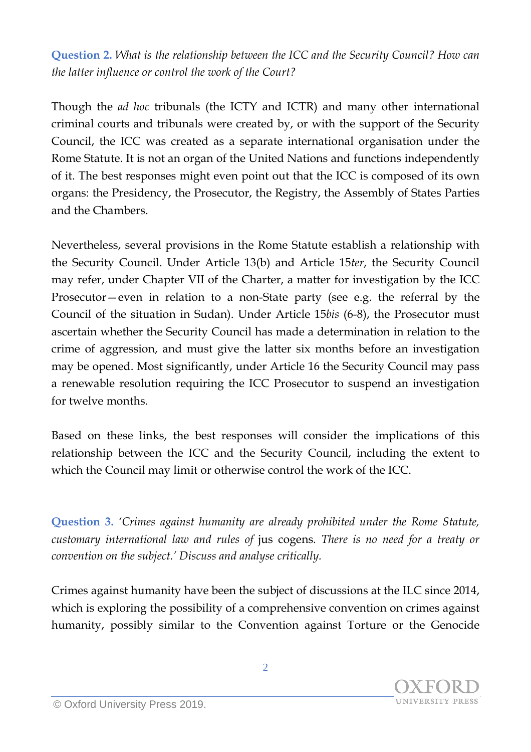**Question 2.** *What is the relationship between the ICC and the Security Council? How can the latter influence or control the work of the Court?*

Though the *ad hoc* tribunals (the ICTY and ICTR) and many other international criminal courts and tribunals were created by, or with the support of the Security Council, the ICC was created as a separate international organisation under the Rome Statute. It is not an organ of the United Nations and functions independently of it. The best responses might even point out that the ICC is composed of its own organs: the Presidency, the Prosecutor, the Registry, the Assembly of States Parties and the Chambers.

Nevertheless, several provisions in the Rome Statute establish a relationship with the Security Council. Under Article 13(b) and Article 15*ter*, the Security Council may refer, under Chapter VII of the Charter, a matter for investigation by the ICC Prosecutor—even in relation to a non-State party (see e.g. the referral by the Council of the situation in Sudan). Under Article 15*bis* (6-8), the Prosecutor must ascertain whether the Security Council has made a determination in relation to the crime of aggression, and must give the latter six months before an investigation may be opened. Most significantly, under Article 16 the Security Council may pass a renewable resolution requiring the ICC Prosecutor to suspend an investigation for twelve months.

Based on these links, the best responses will consider the implications of this relationship between the ICC and the Security Council, including the extent to which the Council may limit or otherwise control the work of the ICC.

**Question 3.** *'Crimes against humanity are already prohibited under the Rome Statute, customary international law and rules of* jus cogens*. There is no need for a treaty or convention on the subject.' Discuss and analyse critically.*

Crimes against humanity have been the subject of discussions at the ILC since 2014, which is exploring the possibility of a comprehensive convention on crimes against humanity, possibly similar to the Convention against Torture or the Genocide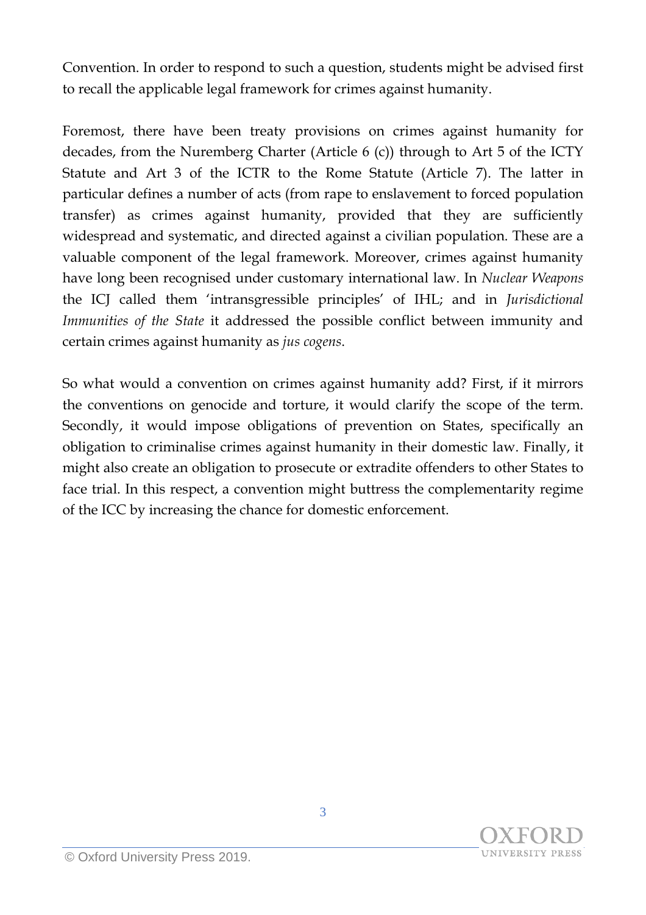Convention. In order to respond to such a question, students might be advised first to recall the applicable legal framework for crimes against humanity.

Foremost, there have been treaty provisions on crimes against humanity for decades, from the Nuremberg Charter (Article 6 (c)) through to Art 5 of the ICTY Statute and Art 3 of the ICTR to the Rome Statute (Article 7). The latter in particular defines a number of acts (from rape to enslavement to forced population transfer) as crimes against humanity, provided that they are sufficiently widespread and systematic, and directed against a civilian population. These are a valuable component of the legal framework. Moreover, crimes against humanity have long been recognised under customary international law. In *Nuclear Weapons* the ICJ called them 'intransgressible principles' of IHL; and in *Jurisdictional Immunities of the State* it addressed the possible conflict between immunity and certain crimes against humanity as *jus cogens*.

So what would a convention on crimes against humanity add? First, if it mirrors the conventions on genocide and torture, it would clarify the scope of the term. Secondly, it would impose obligations of prevention on States, specifically an obligation to criminalise crimes against humanity in their domestic law. Finally, it might also create an obligation to prosecute or extradite offenders to other States to face trial. In this respect, a convention might buttress the complementarity regime of the ICC by increasing the chance for domestic enforcement.